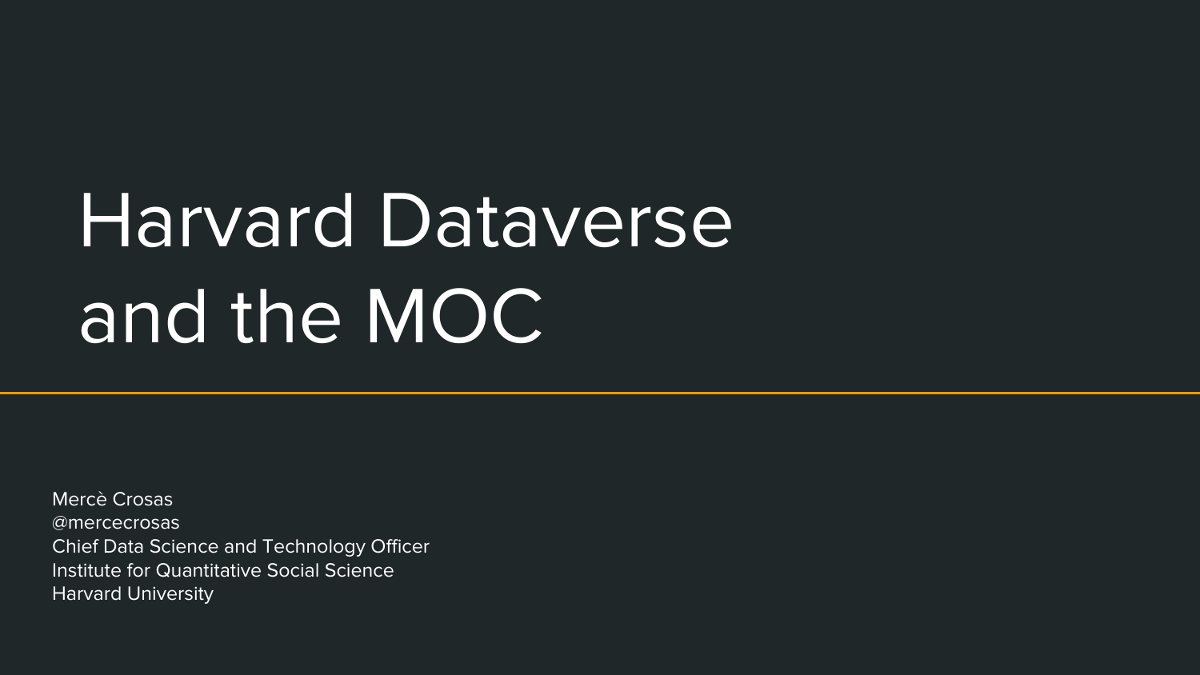# Harvard Dataverse and the MOC

Mercè Crosas
@mercecrosas
Chief Data Science and Technology Officer
Institute for Quantitative Social Science
Harvard University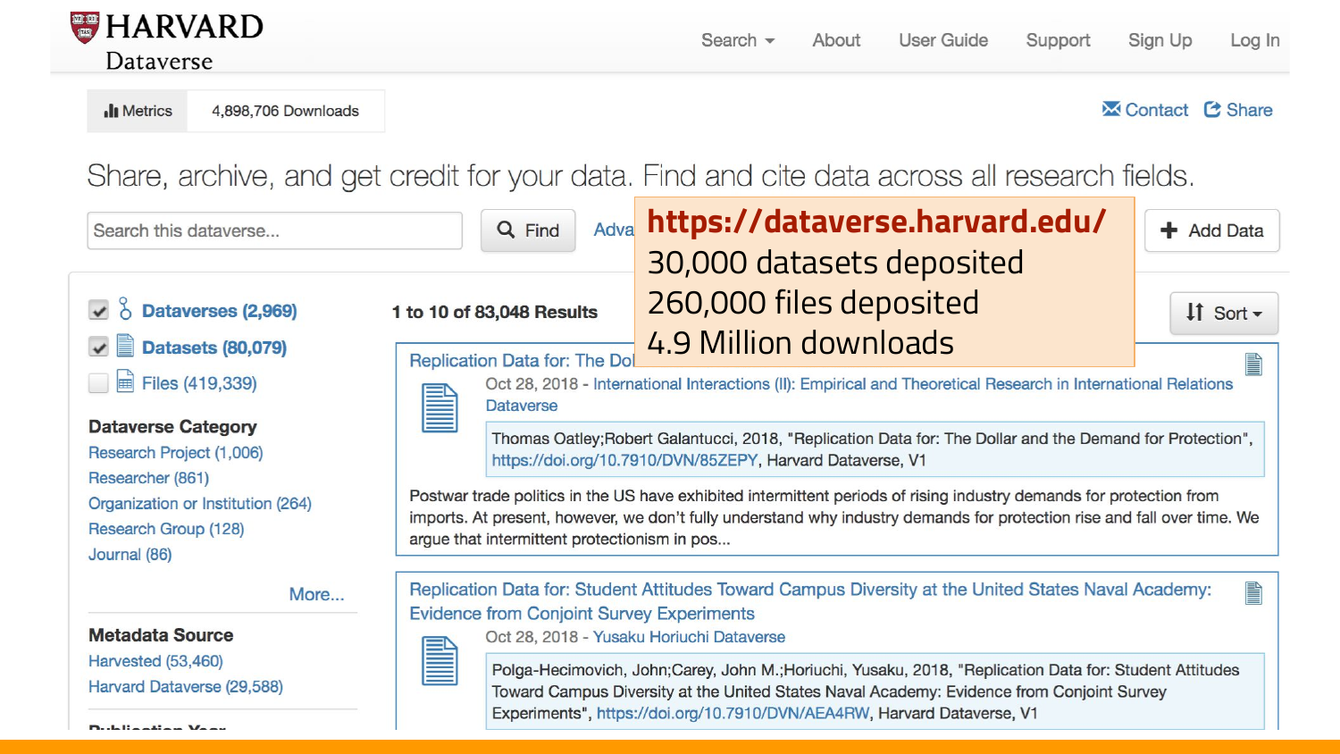**https://dataverse.harvard.edu/**
30,000 datasets deposited
260,000 files deposited
4.9 Million downloads

HARVARD Dataverse

Search About User Guide Support Sign Up Log In

Metrics 4,898,706 Downloads

Contact Share

Share, archive, and get credit for your data. Find and cite data across all research fields.

Search this dataverse... Find Adva

Add Data

- Dataverses (2,969)
- Datasets (80,079)
- Files (419,339)

**Dataverse Category**

- Research Project (1,006)
- Researcher (861)
- Organization or Institution (264)
- Research Group (128)
- Journal (86)

More...

**Metadata Source**

- Harvested (53,460)
- Harvard Dataverse (29,588)

1 to 10 of 83,048 Results

Sort

Replication Data for: The Dol

Oct 28, 2018 - International Interactions (II): Empirical and Theoretical Research in International Relations Dataverse

Thomas Oatley;Robert Galantucci, 2018, "Replication Data for: The Dollar and the Demand for Protection", https://doi.org/10.7910/DVN/85ZEPY, Harvard Dataverse, V1

Postwar trade politics in the US have exhibited intermittent periods of rising industry demands for protection from imports. At present, however, we don't fully understand why industry demands for protection rise and fall over time. We argue that intermittent protectionism in pos...

Replication Data for: Student Attitudes Toward Campus Diversity at the United States Naval Academy: Evidence from Conjoint Survey Experiments

Oct 28, 2018 - Yusaku Horiuchi Dataverse

Polga-Hecimovich, John;Carey, John M.;Horiuchi, Yusaku, 2018, "Replication Data for: Student Attitudes Toward Campus Diversity at the United States Naval Academy: Evidence from Conjoint Survey Experiments", https://doi.org/10.7910/DVN/AEA4RW, Harvard Dataverse, V1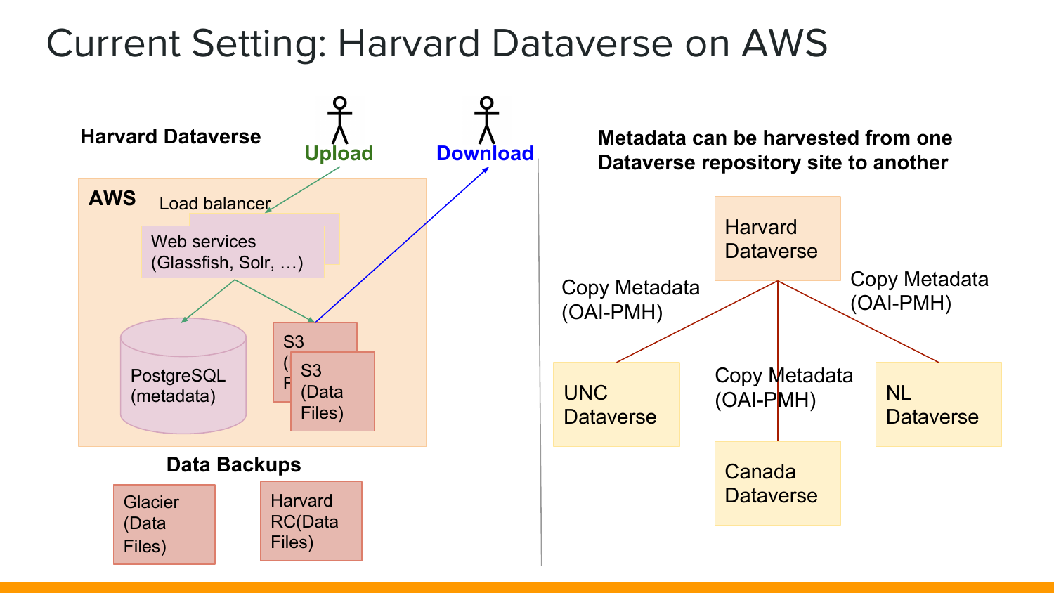# Current Setting: Harvard Dataverse on AWS

**Harvard Dataverse**

**Upload**

**Download**

**AWS**

Load balancer

Web services (Glassfish, Solr, …)

PostgreSQL (metadata)

S3 (Data Files)

S3 (Data Files)

**Data Backups**

Glacier (Data Files)

Harvard RC(Data Files)

**Metadata can be harvested from one Dataverse repository site to another**

Harvard Dataverse

Copy Metadata (OAI-PMH)

Copy Metadata (OAI-PMH)

Copy Metadata (OAI-PMH)

UNC Dataverse

NL Dataverse

Canada Dataverse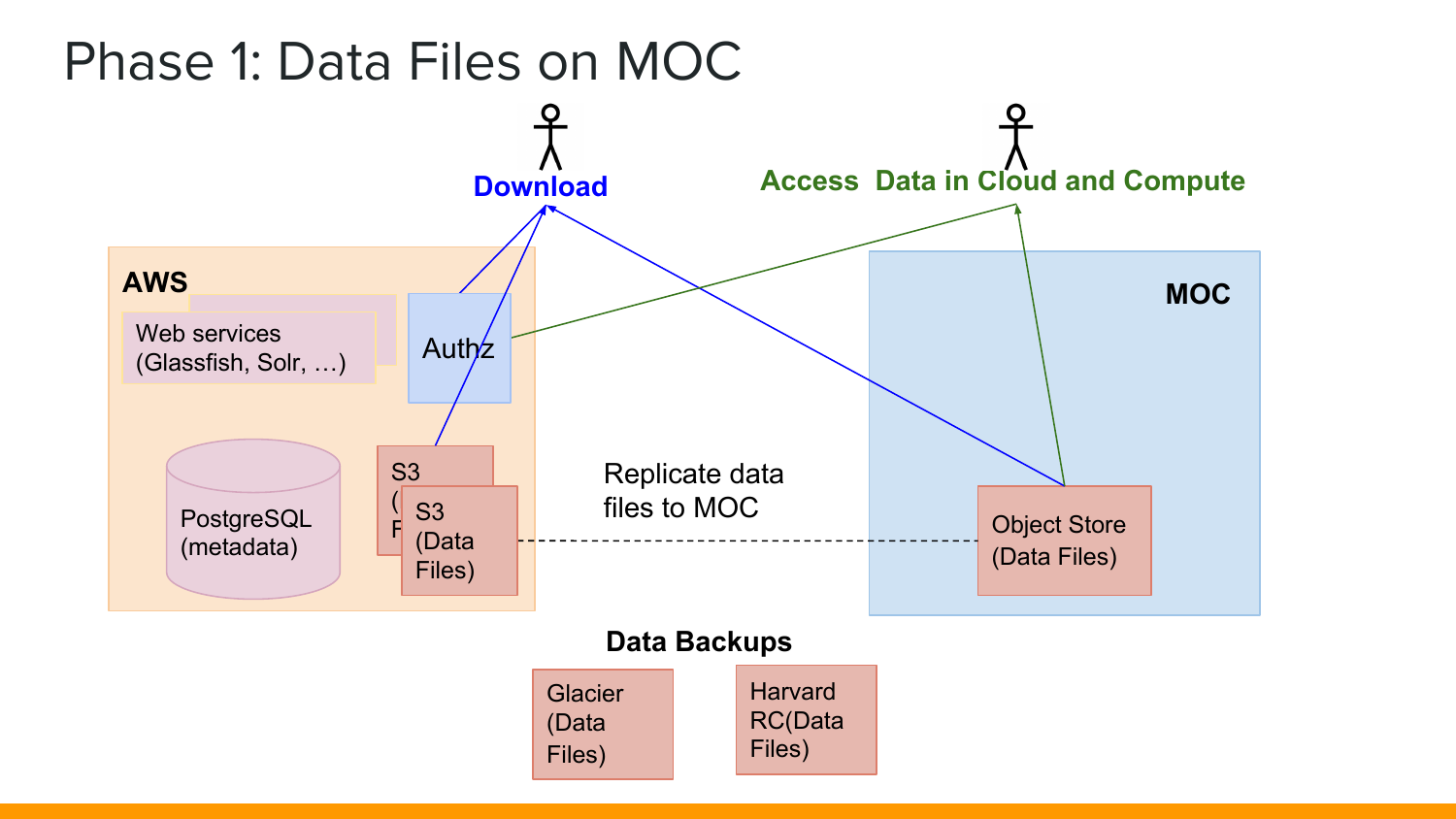# Phase 1: Data Files on MOC

**Download**

**Access Data in Cloud and Compute**

**AWS**

Web services (Glassfish, Solr, …)

Authz

PostgreSQL (metadata)

S3 (Data Files)

**MOC**

Object Store (Data Files)

Replicate data files to MOC

**Data Backups**

Glacier (Data Files)

Harvard RC(Data Files)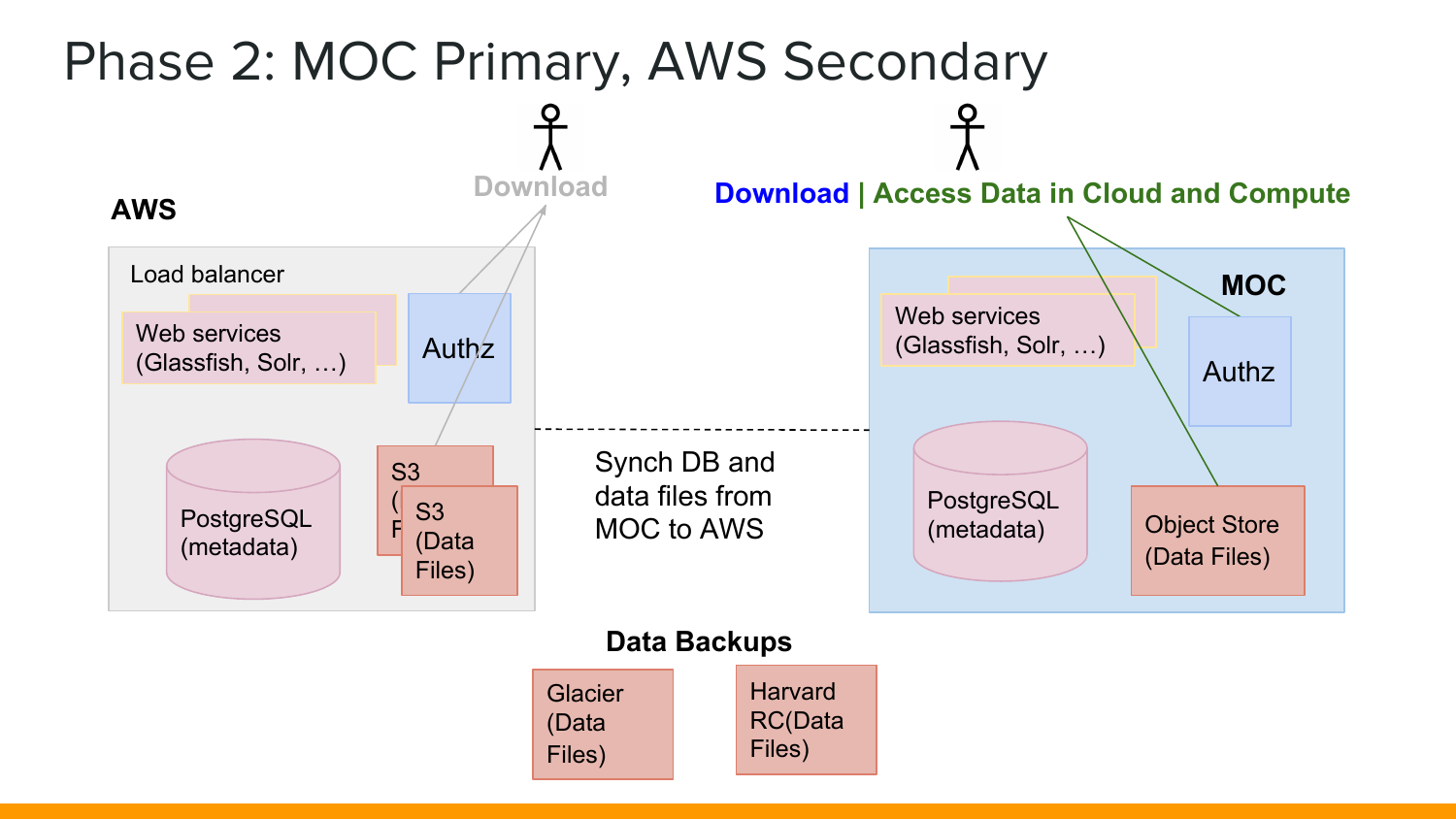# Phase 2: MOC Primary, AWS Secondary

Download

Download | Access Data in Cloud and Compute

**AWS**

Load balancer

Web services (Glassfish, Solr, …)

Authz

PostgreSQL (metadata)

S3 (Data Files)

Synch DB and data files from MOC to AWS

**MOC**

Web services (Glassfish, Solr, …)

Authz

PostgreSQL (metadata)

Object Store (Data Files)

**Data Backups**

Glacier (Data Files)

Harvard RC(Data Files)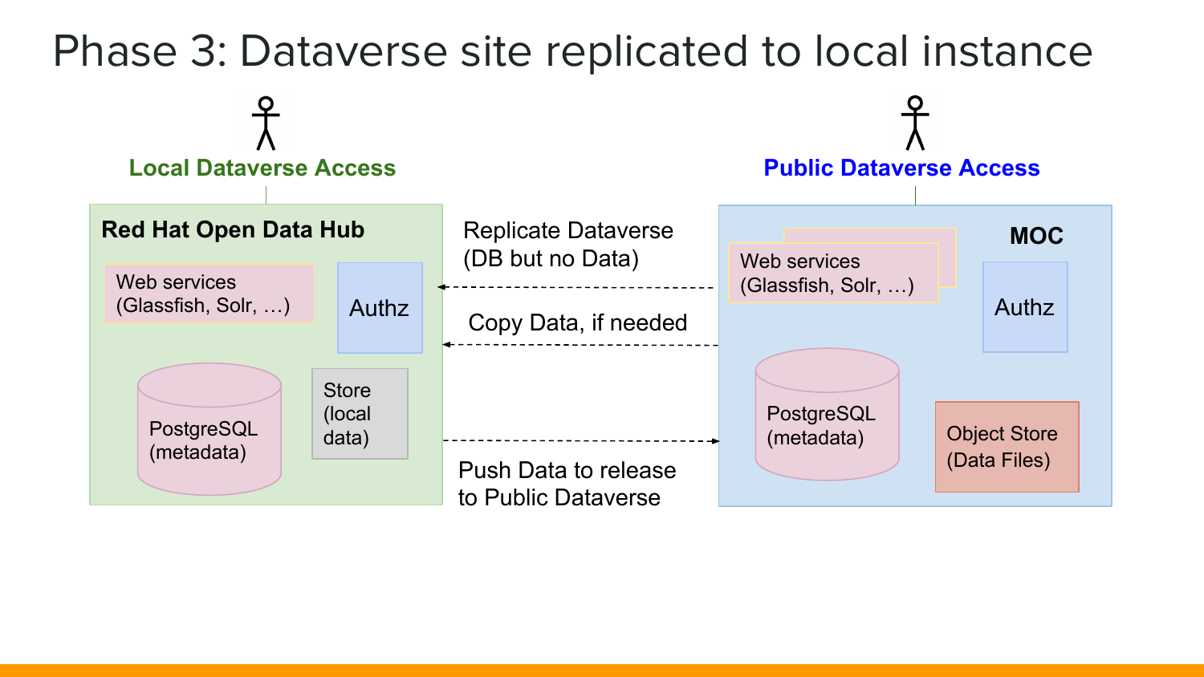# Phase 3: Dataverse site replicated to local instance

**Local Dataverse Access**

**Red Hat Open Data Hub**

- Web services (Glassfish, Solr, …)
- Authz
- PostgreSQL (metadata)
- Store (local data)

Replicate Dataverse (DB but no Data)

Copy Data, if needed

Push Data to release to Public Dataverse

**Public Dataverse Access**

**MOC**

- Web services (Glassfish, Solr, …)
- Authz
- PostgreSQL (metadata)
- Object Store (Data Files)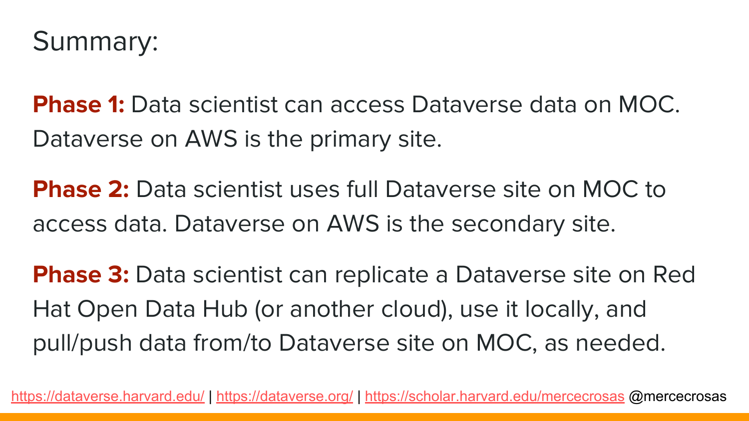# Summary:

**Phase 1:** Data scientist can access Dataverse data on MOC. Dataverse on AWS is the primary site.

**Phase 2:** Data scientist uses full Dataverse site on MOC to access data. Dataverse on AWS is the secondary site.

**Phase 3:** Data scientist can replicate a Dataverse site on Red Hat Open Data Hub (or another cloud), use it locally, and pull/push data from/to Dataverse site on MOC, as needed.

https://dataverse.harvard.edu/ | https://dataverse.org/ | https://scholar.harvard.edu/mercecrosas @mercecrosas